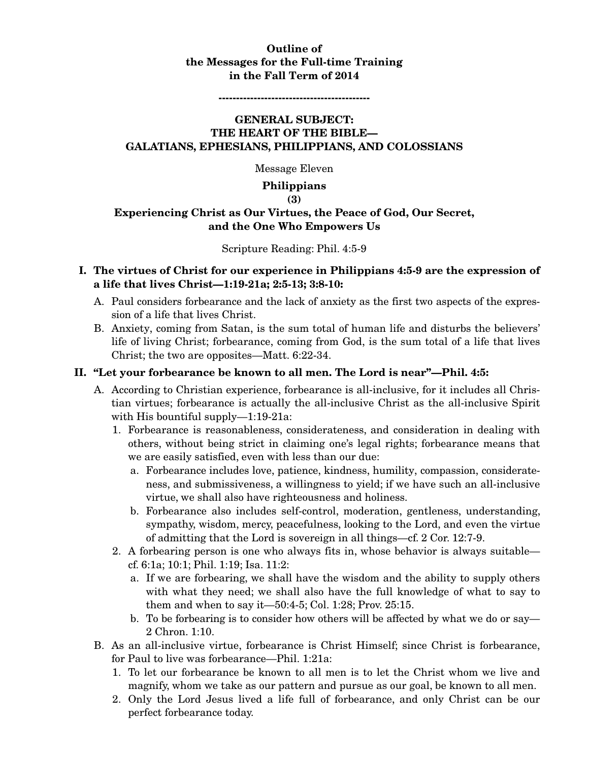**Outline of**
**the Messages for the Full-time Training**
**in the Fall Term of 2014**

------------------------------------------

## GENERAL SUBJECT: THE HEART OF THE BIBLE— GALATIANS, EPHESIANS, PHILIPPIANS, AND COLOSSIANS

Message Eleven

### Philippians (3) Experiencing Christ as Our Virtues, the Peace of God, Our Secret, and the One Who Empowers Us

Scripture Reading: Phil. 4:5-9

**I. The virtues of Christ for our experience in Philippians 4:5-9 are the expression of a life that lives Christ—1:19-21a; 2:5-13; 3:8-10:**

A. Paul considers forbearance and the lack of anxiety as the first two aspects of the expression of a life that lives Christ.

B. Anxiety, coming from Satan, is the sum total of human life and disturbs the believers' life of living Christ; forbearance, coming from God, is the sum total of a life that lives Christ; the two are opposites—Matt. 6:22-34.

**II. "Let your forbearance be known to all men. The Lord is near"—Phil. 4:5:**

A. According to Christian experience, forbearance is all-inclusive, for it includes all Christian virtues; forbearance is actually the all-inclusive Christ as the all-inclusive Spirit with His bountiful supply—1:19-21a:

1. Forbearance is reasonableness, considerateness, and consideration in dealing with others, without being strict in claiming one's legal rights; forbearance means that we are easily satisfied, even with less than our due:
   a. Forbearance includes love, patience, kindness, humility, compassion, considerateness, and submissiveness, a willingness to yield; if we have such an all-inclusive virtue, we shall also have righteousness and holiness.
   b. Forbearance also includes self-control, moderation, gentleness, understanding, sympathy, wisdom, mercy, peacefulness, looking to the Lord, and even the virtue of admitting that the Lord is sovereign in all things—cf. 2 Cor. 12:7-9.
2. A forbearing person is one who always fits in, whose behavior is always suitable—cf. 6:1a; 10:1; Phil. 1:19; Isa. 11:2:
   a. If we are forbearing, we shall have the wisdom and the ability to supply others with what they need; we shall also have the full knowledge of what to say to them and when to say it—50:4-5; Col. 1:28; Prov. 25:15.
   b. To be forbearing is to consider how others will be affected by what we do or say—2 Chron. 1:10.

B. As an all-inclusive virtue, forbearance is Christ Himself; since Christ is forbearance, for Paul to live was forbearance—Phil. 1:21a:

1. To let our forbearance be known to all men is to let the Christ whom we live and magnify, whom we take as our pattern and pursue as our goal, be known to all men.
2. Only the Lord Jesus lived a life full of forbearance, and only Christ can be our perfect forbearance today.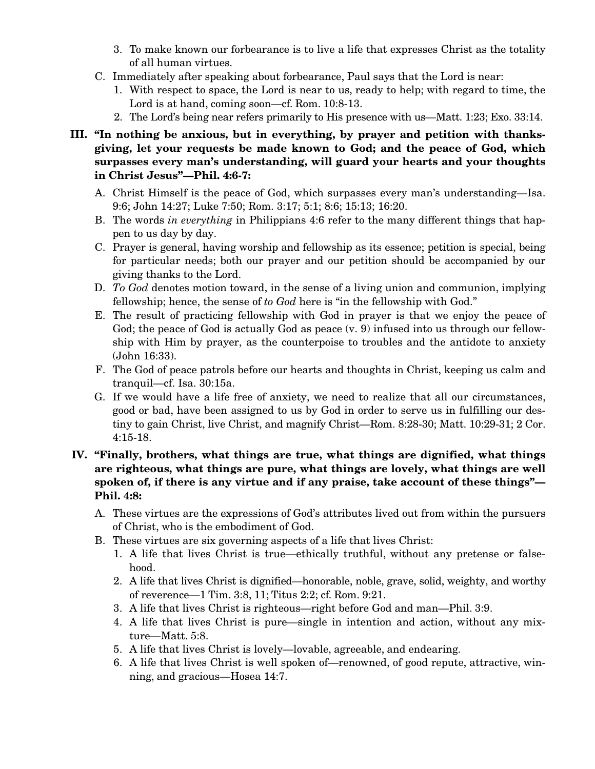3. To make known our forbearance is to live a life that expresses Christ as the totality of all human virtues.

C. Immediately after speaking about forbearance, Paul says that the Lord is near:

1. With respect to space, the Lord is near to us, ready to help; with regard to time, the Lord is at hand, coming soon—cf. Rom. 10:8-13.
2. The Lord's being near refers primarily to His presence with us—Matt. 1:23; Exo. 33:14.

**III. "In nothing be anxious, but in everything, by prayer and petition with thanksgiving, let your requests be made known to God; and the peace of God, which surpasses every man's understanding, will guard your hearts and your thoughts in Christ Jesus"—Phil. 4:6-7:**

A. Christ Himself is the peace of God, which surpasses every man's understanding—Isa. 9:6; John 14:27; Luke 7:50; Rom. 3:17; 5:1; 8:6; 15:13; 16:20.

B. The words *in everything* in Philippians 4:6 refer to the many different things that happen to us day by day.

C. Prayer is general, having worship and fellowship as its essence; petition is special, being for particular needs; both our prayer and our petition should be accompanied by our giving thanks to the Lord.

D. *To God* denotes motion toward, in the sense of a living union and communion, implying fellowship; hence, the sense of *to God* here is "in the fellowship with God."

E. The result of practicing fellowship with God in prayer is that we enjoy the peace of God; the peace of God is actually God as peace (v. 9) infused into us through our fellowship with Him by prayer, as the counterpoise to troubles and the antidote to anxiety (John 16:33).

F. The God of peace patrols before our hearts and thoughts in Christ, keeping us calm and tranquil—cf. Isa. 30:15a.

G. If we would have a life free of anxiety, we need to realize that all our circumstances, good or bad, have been assigned to us by God in order to serve us in fulfilling our destiny to gain Christ, live Christ, and magnify Christ—Rom. 8:28-30; Matt. 10:29-31; 2 Cor. 4:15-18.

**IV. "Finally, brothers, what things are true, what things are dignified, what things are righteous, what things are pure, what things are lovely, what things are well spoken of, if there is any virtue and if any praise, take account of these things"—Phil. 4:8:**

A. These virtues are the expressions of God's attributes lived out from within the pursuers of Christ, who is the embodiment of God.

B. These virtues are six governing aspects of a life that lives Christ:

1. A life that lives Christ is true—ethically truthful, without any pretense or falsehood.
2. A life that lives Christ is dignified—honorable, noble, grave, solid, weighty, and worthy of reverence—1 Tim. 3:8, 11; Titus 2:2; cf. Rom. 9:21.
3. A life that lives Christ is righteous—right before God and man—Phil. 3:9.
4. A life that lives Christ is pure—single in intention and action, without any mixture—Matt. 5:8.
5. A life that lives Christ is lovely—lovable, agreeable, and endearing.
6. A life that lives Christ is well spoken of—renowned, of good repute, attractive, winning, and gracious—Hosea 14:7.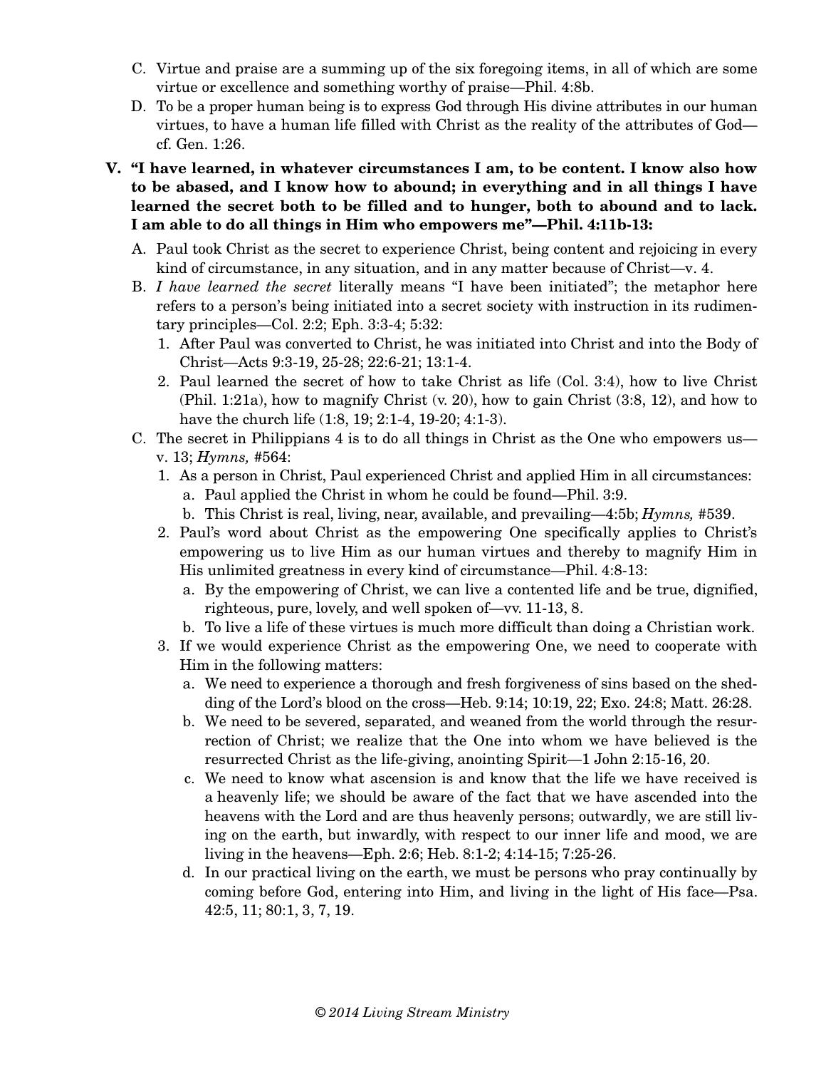C. Virtue and praise are a summing up of the six foregoing items, in all of which are some virtue or excellence and something worthy of praise—Phil. 4:8b.

D. To be a proper human being is to express God through His divine attributes in our human virtues, to have a human life filled with Christ as the reality of the attributes of God—cf. Gen. 1:26.

**V. "I have learned, in whatever circumstances I am, to be content. I know also how to be abased, and I know how to abound; in everything and in all things I have learned the secret both to be filled and to hunger, both to abound and to lack. I am able to do all things in Him who empowers me"—Phil. 4:11b-13:**

A. Paul took Christ as the secret to experience Christ, being content and rejoicing in every kind of circumstance, in any situation, and in any matter because of Christ—v. 4.

B. *I have learned the secret* literally means "I have been initiated"; the metaphor here refers to a person's being initiated into a secret society with instruction in its rudimentary principles—Col. 2:2; Eph. 3:3-4; 5:32:

1. After Paul was converted to Christ, he was initiated into Christ and into the Body of Christ—Acts 9:3-19, 25-28; 22:6-21; 13:1-4.
2. Paul learned the secret of how to take Christ as life (Col. 3:4), how to live Christ (Phil. 1:21a), how to magnify Christ (v. 20), how to gain Christ (3:8, 12), and how to have the church life (1:8, 19; 2:1-4, 19-20; 4:1-3).

C. The secret in Philippians 4 is to do all things in Christ as the One who empowers us—v. 13; *Hymns,* #564:

1. As a person in Christ, Paul experienced Christ and applied Him in all circumstances:
   a. Paul applied the Christ in whom he could be found—Phil. 3:9.
   b. This Christ is real, living, near, available, and prevailing—4:5b; *Hymns,* #539.
2. Paul's word about Christ as the empowering One specifically applies to Christ's empowering us to live Him as our human virtues and thereby to magnify Him in His unlimited greatness in every kind of circumstance—Phil. 4:8-13:
   a. By the empowering of Christ, we can live a contented life and be true, dignified, righteous, pure, lovely, and well spoken of—vv. 11-13, 8.
   b. To live a life of these virtues is much more difficult than doing a Christian work.
3. If we would experience Christ as the empowering One, we need to cooperate with Him in the following matters:
   a. We need to experience a thorough and fresh forgiveness of sins based on the shedding of the Lord's blood on the cross—Heb. 9:14; 10:19, 22; Exo. 24:8; Matt. 26:28.
   b. We need to be severed, separated, and weaned from the world through the resurrection of Christ; we realize that the One into whom we have believed is the resurrected Christ as the life-giving, anointing Spirit—1 John 2:15-16, 20.
   c. We need to know what ascension is and know that the life we have received is a heavenly life; we should be aware of the fact that we have ascended into the heavens with the Lord and are thus heavenly persons; outwardly, we are still living on the earth, but inwardly, with respect to our inner life and mood, we are living in the heavens—Eph. 2:6; Heb. 8:1-2; 4:14-15; 7:25-26.
   d. In our practical living on the earth, we must be persons who pray continually by coming before God, entering into Him, and living in the light of His face—Psa. 42:5, 11; 80:1, 3, 7, 19.

*© 2014 Living Stream Ministry*